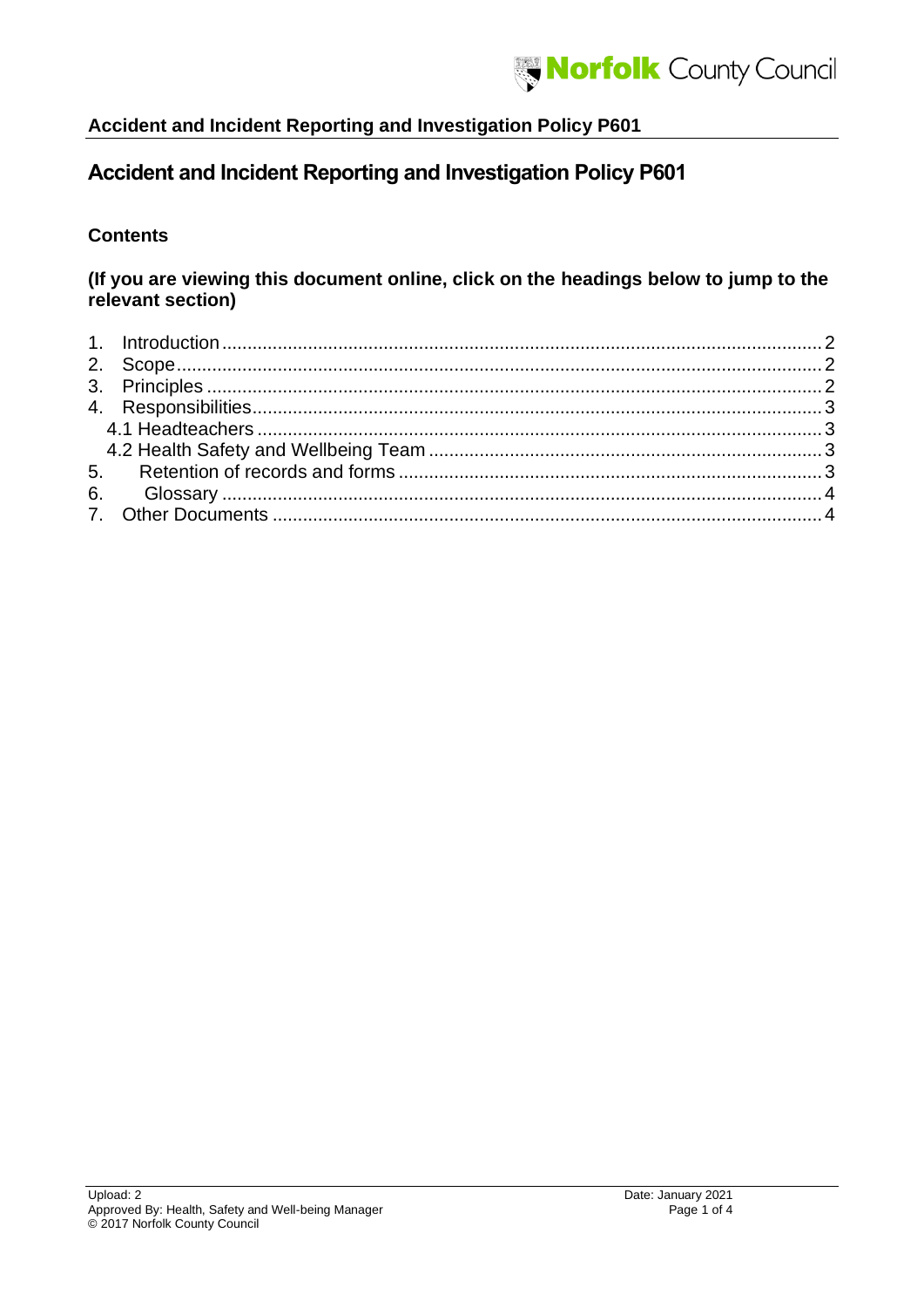# Accident and Incident Reporting and Investigation Policy P601

## Contents

**(If you are viewing this document online, click on the headings below to jump to the relevant section)**

1. Introduction ..... 2
2. Scope ..... 2
3. Principles ..... 2
4. Responsibilities ..... 3
   - 4.1 Headteachers ..... 3
   - 4.2 Health Safety and Wellbeing Team ..... 3
5. Retention of records and forms ..... 3
6. Glossary ..... 4
7. Other Documents ..... 4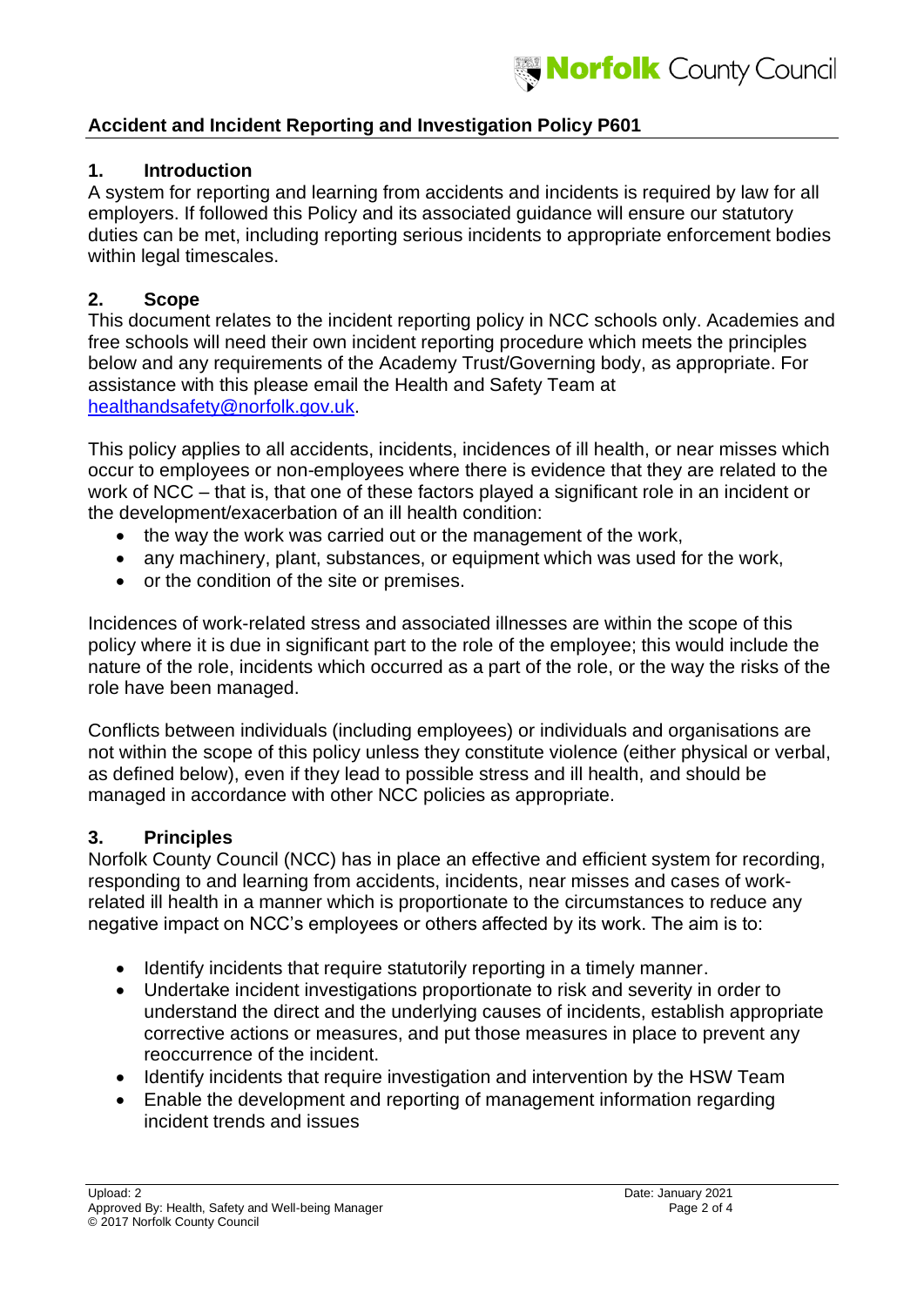## Accident and Incident Reporting and Investigation Policy P601

### 1. Introduction

A system for reporting and learning from accidents and incidents is required by law for all employers. If followed this Policy and its associated guidance will ensure our statutory duties can be met, including reporting serious incidents to appropriate enforcement bodies within legal timescales.

### 2. Scope

This document relates to the incident reporting policy in NCC schools only. Academies and free schools will need their own incident reporting procedure which meets the principles below and any requirements of the Academy Trust/Governing body, as appropriate. For assistance with this please email the Health and Safety Team at [healthandsafety@norfolk.gov.uk](mailto:healthandsafety@norfolk.gov.uk).

This policy applies to all accidents, incidents, incidences of ill health, or near misses which occur to employees or non-employees where there is evidence that they are related to the work of NCC – that is, that one of these factors played a significant role in an incident or the development/exacerbation of an ill health condition:

- the way the work was carried out or the management of the work,
- any machinery, plant, substances, or equipment which was used for the work,
- or the condition of the site or premises.

Incidences of work-related stress and associated illnesses are within the scope of this policy where it is due in significant part to the role of the employee; this would include the nature of the role, incidents which occurred as a part of the role, or the way the risks of the role have been managed.

Conflicts between individuals (including employees) or individuals and organisations are not within the scope of this policy unless they constitute violence (either physical or verbal, as defined below), even if they lead to possible stress and ill health, and should be managed in accordance with other NCC policies as appropriate.

### 3. Principles

Norfolk County Council (NCC) has in place an effective and efficient system for recording, responding to and learning from accidents, incidents, near misses and cases of work-related ill health in a manner which is proportionate to the circumstances to reduce any negative impact on NCC's employees or others affected by its work. The aim is to:

- Identify incidents that require statutorily reporting in a timely manner.
- Undertake incident investigations proportionate to risk and severity in order to understand the direct and the underlying causes of incidents, establish appropriate corrective actions or measures, and put those measures in place to prevent any reoccurrence of the incident.
- Identify incidents that require investigation and intervention by the HSW Team
- Enable the development and reporting of management information regarding incident trends and issues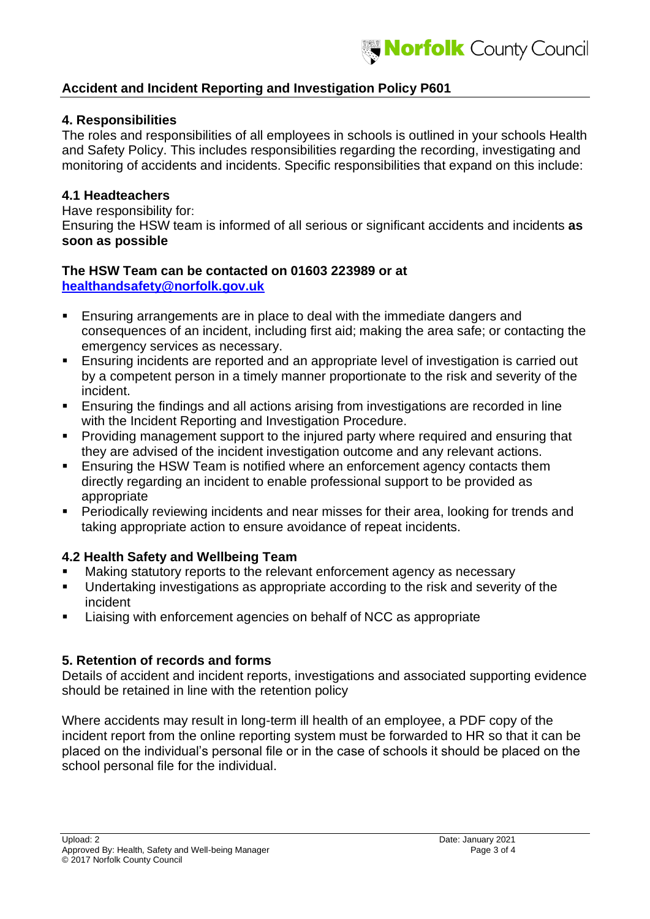## Accident and Incident Reporting and Investigation Policy P601

### 4. Responsibilities

The roles and responsibilities of all employees in schools is outlined in your schools Health and Safety Policy. This includes responsibilities regarding the recording, investigating and monitoring of accidents and incidents. Specific responsibilities that expand on this include:

### 4.1 Headteachers

Have responsibility for:

Ensuring the HSW team is informed of all serious or significant accidents and incidents **as soon as possible**

**The HSW Team can be contacted on 01603 223989 or at [healthandsafety@norfolk.gov.uk](mailto:healthandsafety@norfolk.gov.uk)**

- Ensuring arrangements are in place to deal with the immediate dangers and consequences of an incident, including first aid; making the area safe; or contacting the emergency services as necessary.
- Ensuring incidents are reported and an appropriate level of investigation is carried out by a competent person in a timely manner proportionate to the risk and severity of the incident.
- Ensuring the findings and all actions arising from investigations are recorded in line with the Incident Reporting and Investigation Procedure.
- Providing management support to the injured party where required and ensuring that they are advised of the incident investigation outcome and any relevant actions.
- Ensuring the HSW Team is notified where an enforcement agency contacts them directly regarding an incident to enable professional support to be provided as appropriate
- Periodically reviewing incidents and near misses for their area, looking for trends and taking appropriate action to ensure avoidance of repeat incidents.

### 4.2 Health Safety and Wellbeing Team

- Making statutory reports to the relevant enforcement agency as necessary
- Undertaking investigations as appropriate according to the risk and severity of the incident
- Liaising with enforcement agencies on behalf of NCC as appropriate

### 5. Retention of records and forms

Details of accident and incident reports, investigations and associated supporting evidence should be retained in line with the retention policy

Where accidents may result in long-term ill health of an employee, a PDF copy of the incident report from the online reporting system must be forwarded to HR so that it can be placed on the individual's personal file or in the case of schools it should be placed on the school personal file for the individual.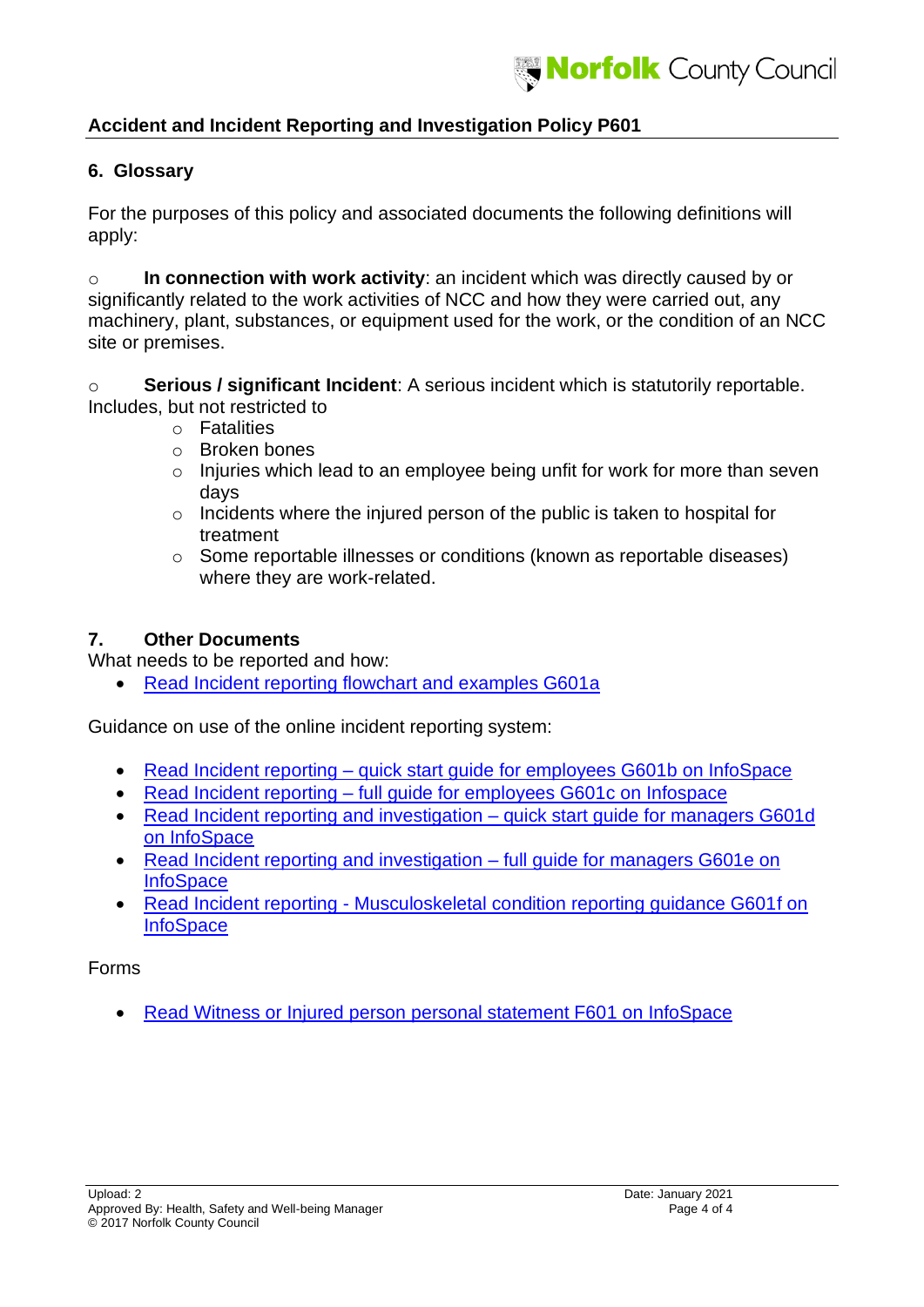## 6. Glossary

For the purposes of this policy and associated documents the following definitions will apply:

- **In connection with work activity**: an incident which was directly caused by or significantly related to the work activities of NCC and how they were carried out, any machinery, plant, substances, or equipment used for the work, or the condition of an NCC site or premises.

- **Serious / significant Incident**: A serious incident which is statutorily reportable. Includes, but not restricted to
  - Fatalities
  - Broken bones
  - Injuries which lead to an employee being unfit for work for more than seven days
  - Incidents where the injured person of the public is taken to hospital for treatment
  - Some reportable illnesses or conditions (known as reportable diseases) where they are work-related.

## 7. Other Documents

What needs to be reported and how:

- Read Incident reporting flowchart and examples G601a

Guidance on use of the online incident reporting system:

- Read Incident reporting – quick start guide for employees G601b on InfoSpace
- Read Incident reporting – full guide for employees G601c on Infospace
- Read Incident reporting and investigation – quick start guide for managers G601d on InfoSpace
- Read Incident reporting and investigation – full guide for managers G601e on InfoSpace
- Read Incident reporting - Musculoskeletal condition reporting guidance G601f on InfoSpace

Forms

- Read Witness or Injured person personal statement F601 on InfoSpace

Upload: 2
Approved By: Health, Safety and Well-being Manager
© 2017 Norfolk County Council

Date: January 2021